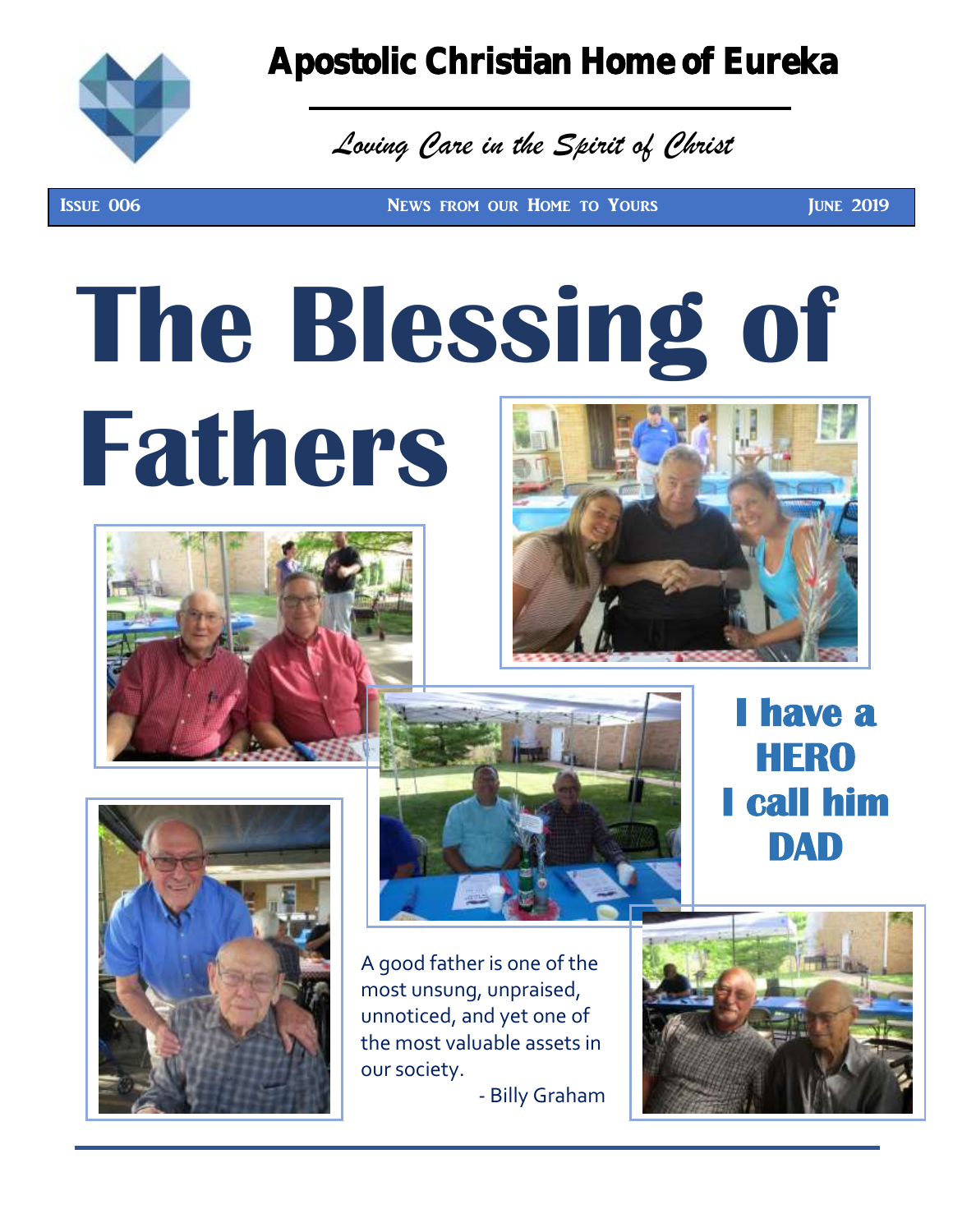# Apostolic Christian Home of Eureka

*Loving Care in the Spirit of Christ*

**ISSUE 006** | **NEWS FROM OUR HOME TO YOURS** | **JUNE 2019**

# The Blessing of Fathers

## I have a HERO I call him DAD

A good father is one of the most unsung, unpraised, unnoticed, and yet one of the most valuable assets in our society.

- Billy Graham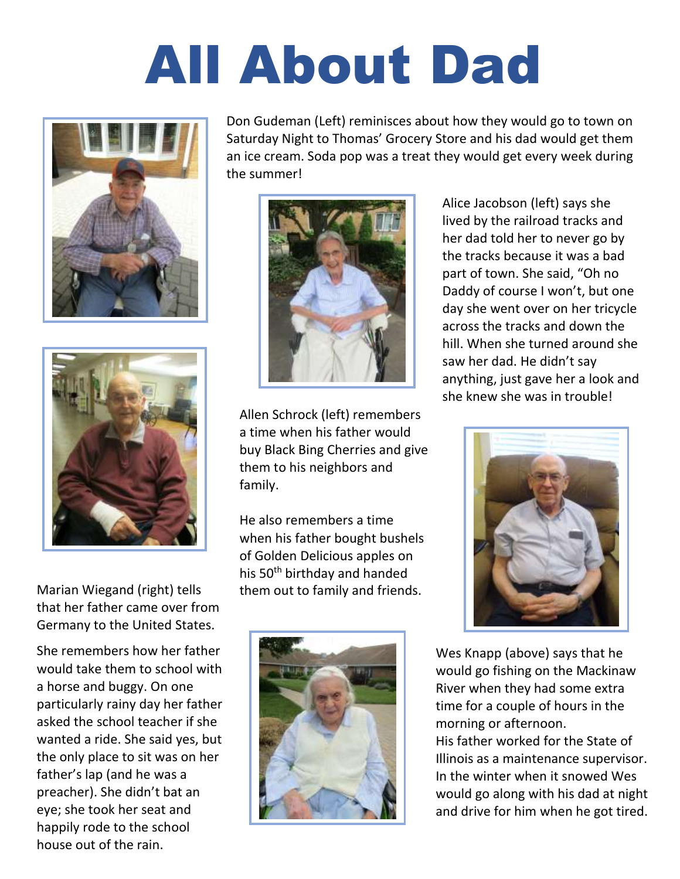# All About Dad

Don Gudeman (Left) reminisces about how they would go to town on Saturday Night to Thomas' Grocery Store and his dad would get them an ice cream. Soda pop was a treat they would get every week during the summer!

Alice Jacobson (left) says she lived by the railroad tracks and her dad told her to never go by the tracks because it was a bad part of town. She said, "Oh no Daddy of course I won't, but one day she went over on her tricycle across the tracks and down the hill. When she turned around she saw her dad. He didn't say anything, just gave her a look and she knew she was in trouble!

Allen Schrock (left) remembers a time when his father would buy Black Bing Cherries and give them to his neighbors and family.

He also remembers a time when his father bought bushels of Golden Delicious apples on his 50th birthday and handed them out to family and friends.

Marian Wiegand (right) tells that her father came over from Germany to the United States.

She remembers how her father would take them to school with a horse and buggy. On one particularly rainy day her father asked the school teacher if she wanted a ride. She said yes, but the only place to sit was on her father's lap (and he was a preacher). She didn't bat an eye; she took her seat and happily rode to the school house out of the rain.

Wes Knapp (above) says that he would go fishing on the Mackinaw River when they had some extra time for a couple of hours in the morning or afternoon.
His father worked for the State of Illinois as a maintenance supervisor. In the winter when it snowed Wes would go along with his dad at night and drive for him when he got tired.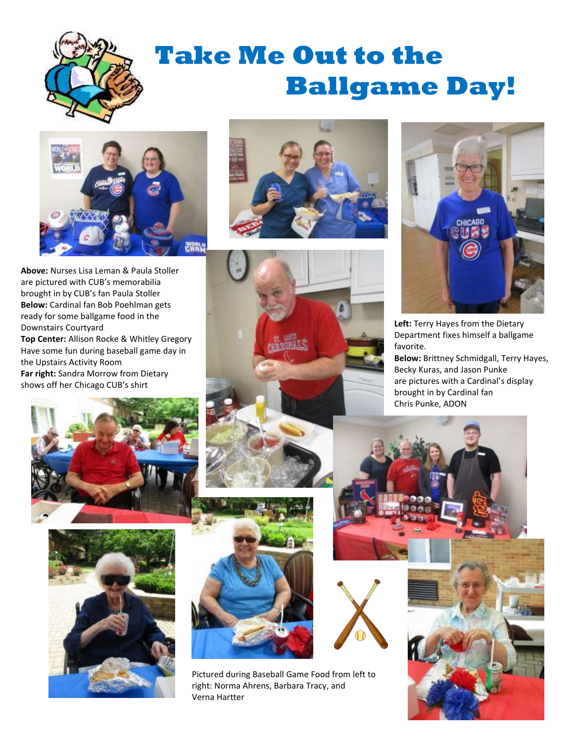# Take Me Out to the Ballgame Day!

**Above:** Nurses Lisa Leman & Paula Stoller are pictured with CUB's memorabilia brought in by CUB's fan Paula Stoller
**Below:** Cardinal fan Bob Poehlman gets ready for some ballgame food in the Downstairs Courtyard
**Top Center:** Allison Rocke & Whitley Gregory Have some fun during baseball game day in the Upstairs Activity Room
**Far right:** Sandra Morrow from Dietary shows off her Chicago CUB's shirt

**Left:** Terry Hayes from the Dietary Department fixes himself a ballgame favorite.
**Below:** Brittney Schmidgall, Terry Hayes, Becky Kuras, and Jason Punke are pictures with a Cardinal's display brought in by Cardinal fan Chris Punke, ADON

Pictured during Baseball Game Food from left to right: Norma Ahrens, Barbara Tracy, and Verna Hartter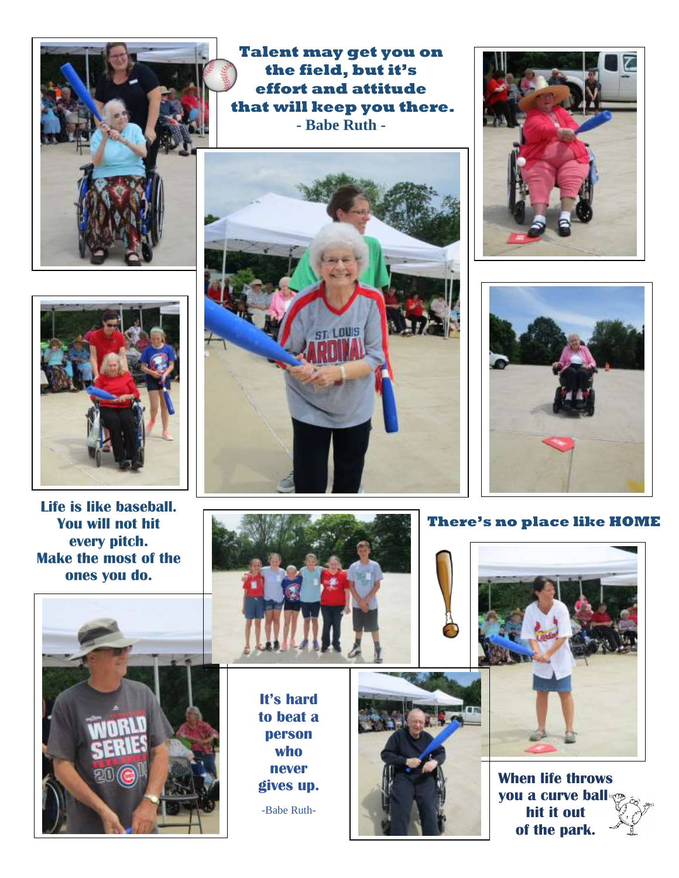**Talent may get you on the field, but it's effort and attitude that will keep you there.**
**- Babe Ruth -**

**Life is like baseball. You will not hit every pitch. Make the most of the ones you do.**

**There's no place like HOME**

**It's hard to beat a person who never gives up.**

-Babe Ruth-

**When life throws you a curve ball hit it out of the park.**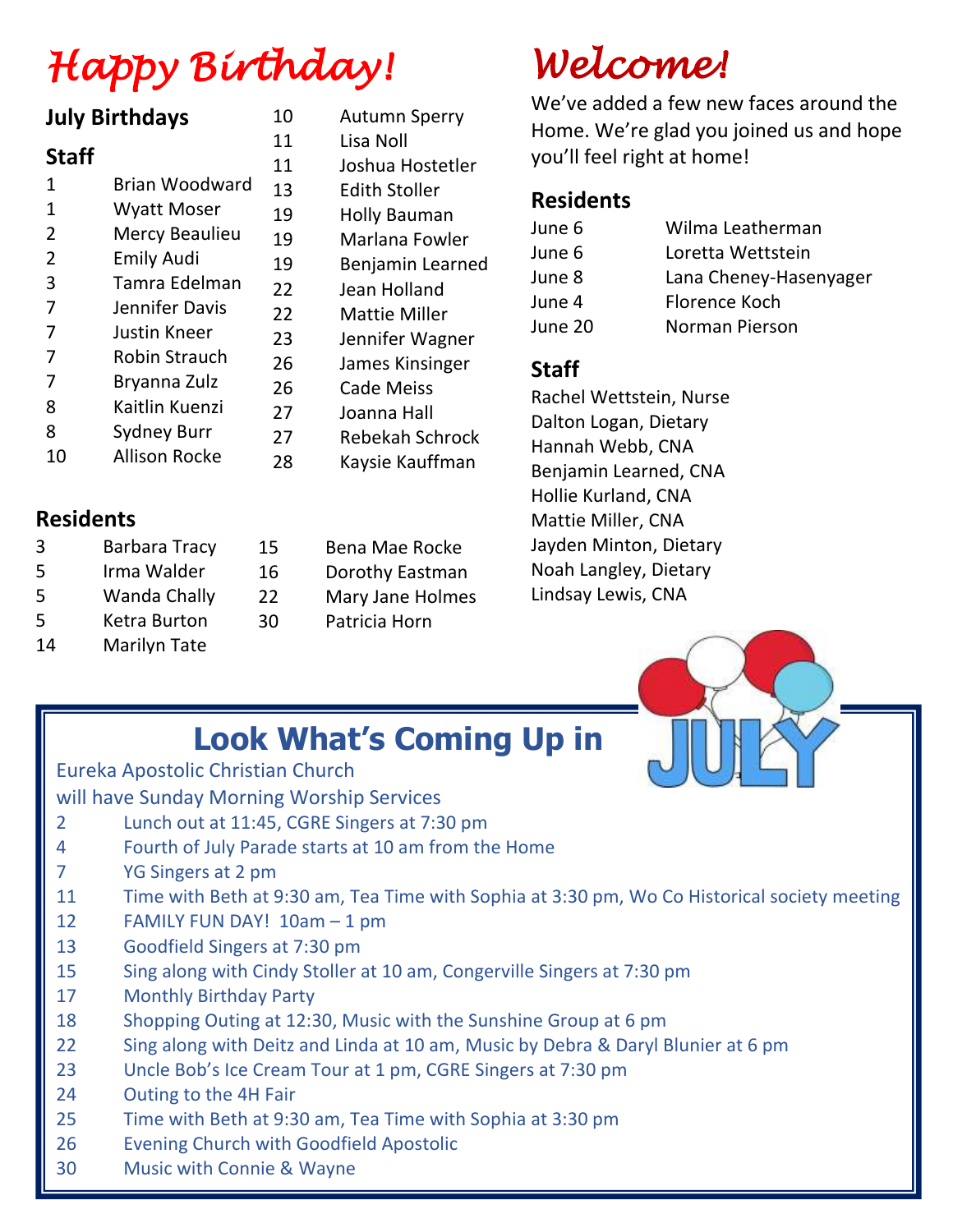# Happy Birthday!

## July Birthdays

### Staff

| | |
|---|---|
| 1 | Brian Woodward |
| 1 | Wyatt Moser |
| 2 | Mercy Beaulieu |
| 2 | Emily Audi |
| 3 | Tamra Edelman |
| 7 | Jennifer Davis |
| 7 | Justin Kneer |
| 7 | Robin Strauch |
| 7 | Bryanna Zulz |
| 8 | Kaitlin Kuenzi |
| 8 | Sydney Burr |
| 10 | Allison Rocke |
| 10 | Autumn Sperry |
| 11 | Lisa Noll |
| 11 | Joshua Hostetler |
| 13 | Edith Stoller |
| 19 | Holly Bauman |
| 19 | Marlana Fowler |
| 19 | Benjamin Learned |
| 22 | Jean Holland |
| 22 | Mattie Miller |
| 23 | Jennifer Wagner |
| 26 | James Kinsinger |
| 26 | Cade Meiss |
| 27 | Joanna Hall |
| 27 | Rebekah Schrock |
| 28 | Kaysie Kauffman |

### Residents

| | |
|---|---|
| 3 | Barbara Tracy |
| 5 | Irma Walder |
| 5 | Wanda Chally |
| 5 | Ketra Burton |
| 14 | Marilyn Tate |
| 15 | Bena Mae Rocke |
| 16 | Dorothy Eastman |
| 22 | Mary Jane Holmes |
| 30 | Patricia Horn |

# Welcome!

We've added a few new faces around the Home. We're glad you joined us and hope you'll feel right at home!

### Residents

| | |
|---|---|
| June 6 | Wilma Leatherman |
| June 6 | Loretta Wettstein |
| June 8 | Lana Cheney-Hasenyager |
| June 4 | Florence Koch |
| June 20 | Norman Pierson |

### Staff

Rachel Wettstein, Nurse
Dalton Logan, Dietary
Hannah Webb, CNA
Benjamin Learned, CNA
Hollie Kurland, CNA
Mattie Miller, CNA
Jayden Minton, Dietary
Noah Langley, Dietary
Lindsay Lewis, CNA

## Look What's Coming Up in JULY

Eureka Apostolic Christian Church will have Sunday Morning Worship Services

| | |
|---|---|
| 2 | Lunch out at 11:45, CGRE Singers at 7:30 pm |
| 4 | Fourth of July Parade starts at 10 am from the Home |
| 7 | YG Singers at 2 pm |
| 11 | Time with Beth at 9:30 am, Tea Time with Sophia at 3:30 pm, Wo Co Historical society meeting |
| 12 | FAMILY FUN DAY! 10am – 1 pm |
| 13 | Goodfield Singers at 7:30 pm |
| 15 | Sing along with Cindy Stoller at 10 am, Congerville Singers at 7:30 pm |
| 17 | Monthly Birthday Party |
| 18 | Shopping Outing at 12:30, Music with the Sunshine Group at 6 pm |
| 22 | Sing along with Deitz and Linda at 10 am, Music by Debra & Daryl Blunier at 6 pm |
| 23 | Uncle Bob's Ice Cream Tour at 1 pm, CGRE Singers at 7:30 pm |
| 24 | Outing to the 4H Fair |
| 25 | Time with Beth at 9:30 am, Tea Time with Sophia at 3:30 pm |
| 26 | Evening Church with Goodfield Apostolic |
| 30 | Music with Connie & Wayne |